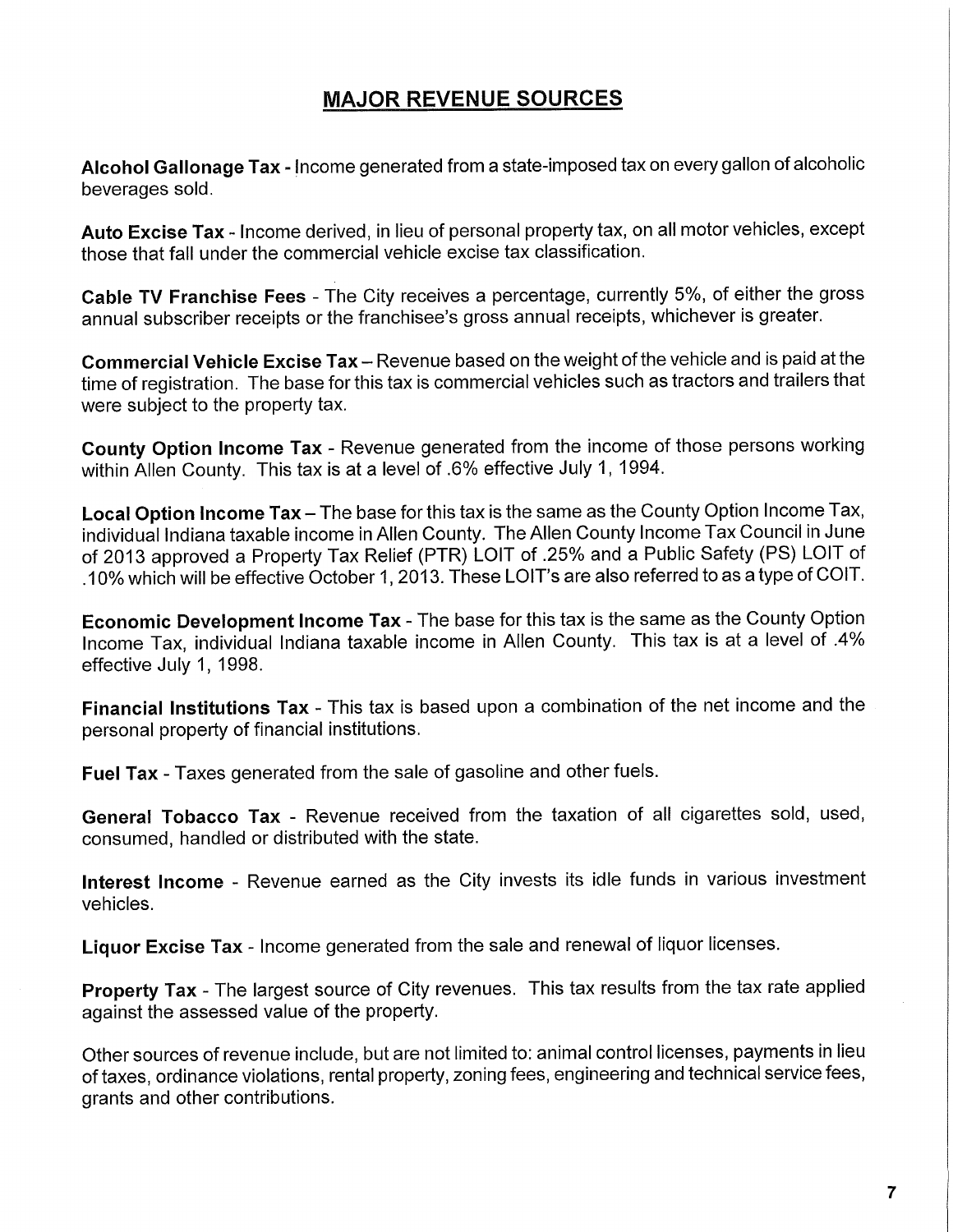## MAJOR REVENUE SOURCES

**Alcohol Gallonage Tax** - Income generated from a state-imposed tax on every gallon of alcoholic beverages sold.

**Auto Excise Tax** - Income derived, in lieu of personal property tax, on all motor vehicles, except those that fall under the commercial vehicle excise tax classification.

**Cable TV Franchise Fees** - The City receives a percentage, currently 5%, of either the gross annual subscriber receipts or the franchisee's gross annual receipts, whichever is greater.

**Commercial Vehicle Excise Tax** – Revenue based on the weight of the vehicle and is paid at the time of registration. The base for this tax is commercial vehicles such as tractors and trailers that were subject to the property tax.

**County Option Income Tax** - Revenue generated from the income of those persons working within Allen County. This tax is at a level of .6% effective July 1, 1994.

**Local Option Income Tax** – The base for this tax is the same as the County Option Income Tax, individual Indiana taxable income in Allen County. The Allen County Income Tax Council in June of 2013 approved a Property Tax Relief (PTR) LOIT of .25% and a Public Safety (PS) LOIT of .10% which will be effective October 1, 2013. These LOIT's are also referred to as a type of COIT.

**Economic Development Income Tax** - The base for this tax is the same as the County Option Income Tax, individual Indiana taxable income in Allen County. This tax is at a level of .4% effective July 1, 1998.

**Financial Institutions Tax** - This tax is based upon a combination of the net income and the personal property of financial institutions.

**Fuel Tax** - Taxes generated from the sale of gasoline and other fuels.

**General Tobacco Tax** - Revenue received from the taxation of all cigarettes sold, used, consumed, handled or distributed with the state.

**Interest Income** - Revenue earned as the City invests its idle funds in various investment vehicles.

**Liquor Excise Tax** - Income generated from the sale and renewal of liquor licenses.

**Property Tax** - The largest source of City revenues. This tax results from the tax rate applied against the assessed value of the property.

Other sources of revenue include, but are not limited to: animal control licenses, payments in lieu of taxes, ordinance violations, rental property, zoning fees, engineering and technical service fees, grants and other contributions.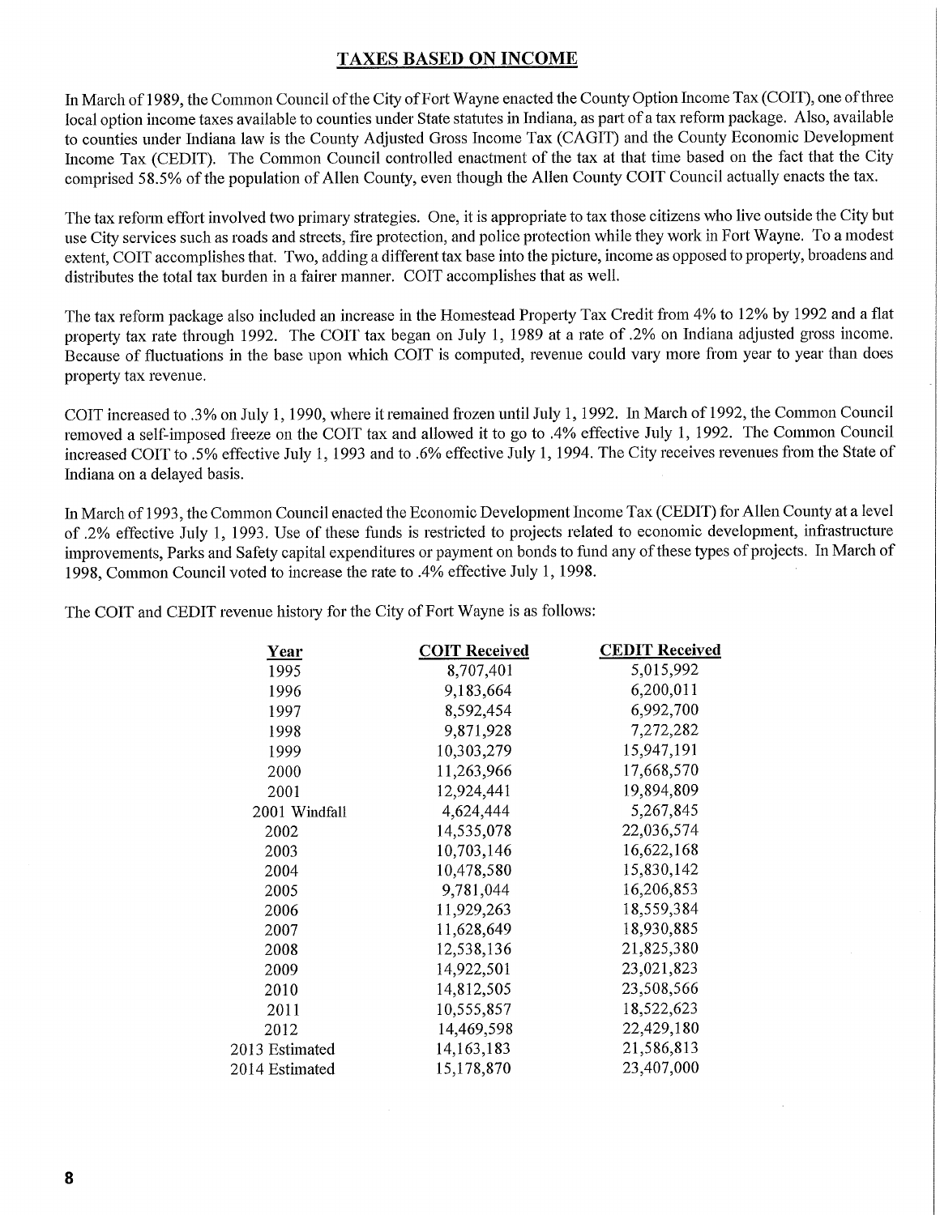## TAXES BASED ON INCOME

In March of 1989, the Common Council of the City of Fort Wayne enacted the County Option Income Tax (COIT), one of three local option income taxes available to counties under State statutes in Indiana, as part of a tax reform package. Also, available to counties under Indiana law is the County Adjusted Gross Income Tax (CAGIT) and the County Economic Development Income Tax (CEDIT). The Common Council controlled enactment of the tax at that time based on the fact that the City comprised 58.5% of the population of Allen County, even though the Allen County COIT Council actually enacts the tax.

The tax reform effort involved two primary strategies. One, it is appropriate to tax those citizens who live outside the City but use City services such as roads and streets, fire protection, and police protection while they work in Fort Wayne. To a modest extent, COIT accomplishes that. Two, adding a different tax base into the picture, income as opposed to property, broadens and distributes the total tax burden in a fairer manner. COIT accomplishes that as well.

The tax reform package also included an increase in the Homestead Property Tax Credit from 4% to 12% by 1992 and a flat property tax rate through 1992. The COIT tax began on July 1, 1989 at a rate of .2% on Indiana adjusted gross income. Because of fluctuations in the base upon which COIT is computed, revenue could vary more from year to year than does property tax revenue.

COIT increased to .3% on July 1, 1990, where it remained frozen until July 1, 1992. In March of 1992, the Common Council removed a self-imposed freeze on the COIT tax and allowed it to go to .4% effective July 1, 1992. The Common Council increased COIT to .5% effective July 1, 1993 and to .6% effective July 1, 1994. The City receives revenues from the State of Indiana on a delayed basis.

In March of 1993, the Common Council enacted the Economic Development Income Tax (CEDIT) for Allen County at a level of .2% effective July 1, 1993. Use of these funds is restricted to projects related to economic development, infrastructure improvements, Parks and Safety capital expenditures or payment on bonds to fund any of these types of projects. In March of 1998, Common Council voted to increase the rate to .4% effective July 1, 1998.

The COIT and CEDIT revenue history for the City of Fort Wayne is as follows:

| Year | COIT Received | CEDIT Received |
|---|---|---|
| 1995 | 8,707,401 | 5,015,992 |
| 1996 | 9,183,664 | 6,200,011 |
| 1997 | 8,592,454 | 6,992,700 |
| 1998 | 9,871,928 | 7,272,282 |
| 1999 | 10,303,279 | 15,947,191 |
| 2000 | 11,263,966 | 17,668,570 |
| 2001 | 12,924,441 | 19,894,809 |
| 2001 Windfall | 4,624,444 | 5,267,845 |
| 2002 | 14,535,078 | 22,036,574 |
| 2003 | 10,703,146 | 16,622,168 |
| 2004 | 10,478,580 | 15,830,142 |
| 2005 | 9,781,044 | 16,206,853 |
| 2006 | 11,929,263 | 18,559,384 |
| 2007 | 11,628,649 | 18,930,885 |
| 2008 | 12,538,136 | 21,825,380 |
| 2009 | 14,922,501 | 23,021,823 |
| 2010 | 14,812,505 | 23,508,566 |
| 2011 | 10,555,857 | 18,522,623 |
| 2012 | 14,469,598 | 22,429,180 |
| 2013 Estimated | 14,163,183 | 21,586,813 |
| 2014 Estimated | 15,178,870 | 23,407,000 |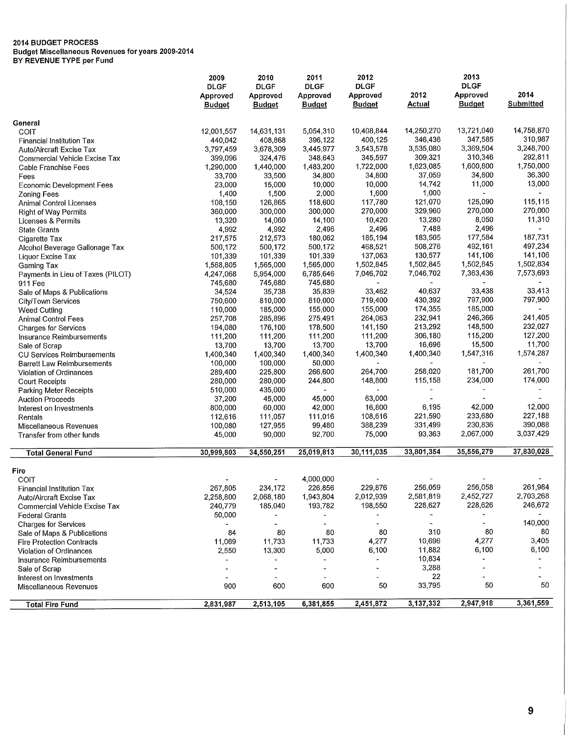**2014 BUDGET PROCESS**
**Budget Miscellaneous Revenues for years 2009-2014**
**BY REVENUE TYPE per Fund**

| | 2009 DLGF Approved Budget | 2010 DLGF Approved Budget | 2011 DLGF Approved Budget | 2012 DLGF Approved Budget | 2012 Actual | 2013 DLGF Approved Budget | 2014 Submitted |
|---|---|---|---|---|---|---|---|
| **General** | | | | | | | |
| COIT | 12,001,557 | 14,631,131 | 5,054,310 | 10,408,844 | 14,250,270 | 13,721,040 | 14,758,870 |
| Financial Institution Tax | 440,042 | 408,868 | 396,122 | 400,125 | 346,436 | 347,585 | 310,987 |
| Auto/Aircraft Excise Tax | 3,797,459 | 3,678,309 | 3,445,977 | 3,543,578 | 3,535,080 | 3,369,504 | 3,248,700 |
| Commercial Vehicle Excise Tax | 399,096 | 324,476 | 348,643 | 345,597 | 309,321 | 310,346 | 292,811 |
| Cable Franchise Fees | 1,290,000 | 1,440,000 | 1,483,200 | 1,722,000 | 1,623,085 | 1,600,800 | 1,750,000 |
| Fees | 33,700 | 33,500 | 34,800 | 34,800 | 37,059 | 34,800 | 36,300 |
| Economic Development Fees | 23,000 | 15,000 | 10,000 | 10,000 | 14,742 | 11,000 | 13,000 |
| Zoning Fees | 1,400 | 1,500 | 2,000 | 1,600 | 1,000 | - | - |
| Animal Control Licenses | 108,150 | 126,865 | 118,600 | 117,780 | 121,070 | 125,090 | 115,115 |
| Right of Way Permits | 360,000 | 300,000 | 300,000 | 270,000 | 329,960 | 270,000 | 270,000 |
| Licenses & Permits | 13,320 | 14,060 | 14,100 | 10,420 | 13,280 | 8,050 | 11,310 |
| State Grants | 4,992 | 4,992 | 2,496 | 2,496 | 7,488 | 2,496 | - |
| Cigarette Tax | 217,575 | 212,573 | 180,062 | 185,194 | 183,505 | 177,584 | 187,731 |
| Alcohol Beverage Gallonage Tax | 500,172 | 500,172 | 500,172 | 468,521 | 508,276 | 492,161 | 497,234 |
| Liquor Excise Tax | 101,339 | 101,339 | 101,339 | 137,063 | 130,577 | 141,106 | 141,106 |
| Gaming Tax | 1,568,805 | 1,565,000 | 1,565,000 | 1,502,845 | 1,502,845 | 1,502,845 | 1,502,834 |
| Payments in Lieu of Taxes (PILOT) | 4,247,068 | 5,954,000 | 6,785,646 | 7,046,702 | 7,046,702 | 7,363,436 | 7,573,693 |
| 911 Fee | 745,680 | 745,680 | 745,680 | - | - | - | - |
| Sale of Maps & Publications | 34,524 | 35,738 | 35,839 | 33,462 | 40,637 | 33,438 | 33,413 |
| City/Town Services | 750,600 | 810,000 | 810,000 | 719,400 | 430,392 | 797,900 | 797,900 |
| Weed Cutting | 110,000 | 185,000 | 155,000 | 155,000 | 174,355 | 185,000 | - |
| Animal Control Fees | 257,708 | 285,896 | 275,491 | 264,063 | 232,941 | 246,366 | 241,405 |
| Charges for Services | 194,080 | 176,100 | 178,500 | 141,150 | 213,292 | 148,500 | 232,027 |
| Insurance Reimbursements | 111,200 | 111,200 | 111,200 | 111,200 | 306,180 | 115,200 | 127,200 |
| Sale of Scrap | 13,700 | 13,700 | 13,700 | 13,700 | 16,696 | 15,500 | 11,700 |
| CU Services Reimbursements | 1,400,340 | 1,400,340 | 1,400,340 | 1,400,340 | 1,400,340 | 1,547,316 | 1,574,287 |
| Barrett Law Reimbursements | 100,000 | 100,000 | 50,000 | - | - | - | - |
| Violation of Ordinances | 289,400 | 225,800 | 266,600 | 264,700 | 258,020 | 181,700 | 261,700 |
| Court Receipts | 280,000 | 280,000 | 244,800 | 148,800 | 115,158 | 234,000 | 174,000 |
| Parking Meter Receipts | 510,000 | 435,000 | - | - | - | - | - |
| Auction Proceeds | 37,200 | 45,000 | 45,000 | 63,000 | - | - | - |
| Interest on Investments | 800,000 | 60,000 | 42,000 | 16,800 | 6,195 | 42,000 | 12,000 |
| Rentals | 112,616 | 111,057 | 111,016 | 108,616 | 221,590 | 233,680 | 227,188 |
| Miscellaneous Revenues | 100,080 | 127,955 | 99,480 | 388,239 | 331,499 | 230,836 | 390,088 |
| Transfer from other funds | 45,000 | 90,000 | 92,700 | 75,000 | 93,363 | 2,067,000 | 3,037,429 |
| **Total General Fund** | **30,999,803** | **34,550,251** | **25,019,813** | **30,111,035** | **33,801,354** | **35,556,279** | **37,830,028** |
| **Fire** | | | | | | | |
| COIT | - | - | 4,000,000 | - | - | - | - |
| Financial Institution Tax | 267,805 | 234,172 | 226,856 | 229,876 | 256,059 | 256,058 | 261,984 |
| Auto/Aircraft Excise Tax | 2,258,800 | 2,068,180 | 1,943,804 | 2,012,939 | 2,581,819 | 2,452,727 | 2,703,268 |
| Commercial Vehicle Excise Tax | 240,779 | 185,040 | 193,782 | 198,550 | 228,627 | 228,626 | 246,672 |
| Federal Grants | 50,000 | - | - | - | - | - | - |
| Charges for Services | - | - | - | - | - | - | 140,000 |
| Sale of Maps & Publications | 84 | 80 | 80 | 80 | 310 | 80 | 80 |
| Fire Protection Contracts | 11,069 | 11,733 | 11,733 | 4,277 | 10,696 | 4,277 | 3,405 |
| Violation of Ordinances | 2,550 | 13,300 | 5,000 | 6,100 | 11,882 | 6,100 | 6,100 |
| Insurance Reimbursements | - | - | - | - | 10,834 | - | - |
| Sale of Scrap | - | - | - | - | 3,288 | - | - |
| Interest on Investments | - | - | - | - | 22 | - | - |
| Miscellaneous Revenues | 900 | 600 | 600 | 50 | 33,795 | 50 | 50 |
| **Total Fire Fund** | **2,831,987** | **2,513,105** | **6,381,855** | **2,451,872** | **3,137,332** | **2,947,918** | **3,361,559** |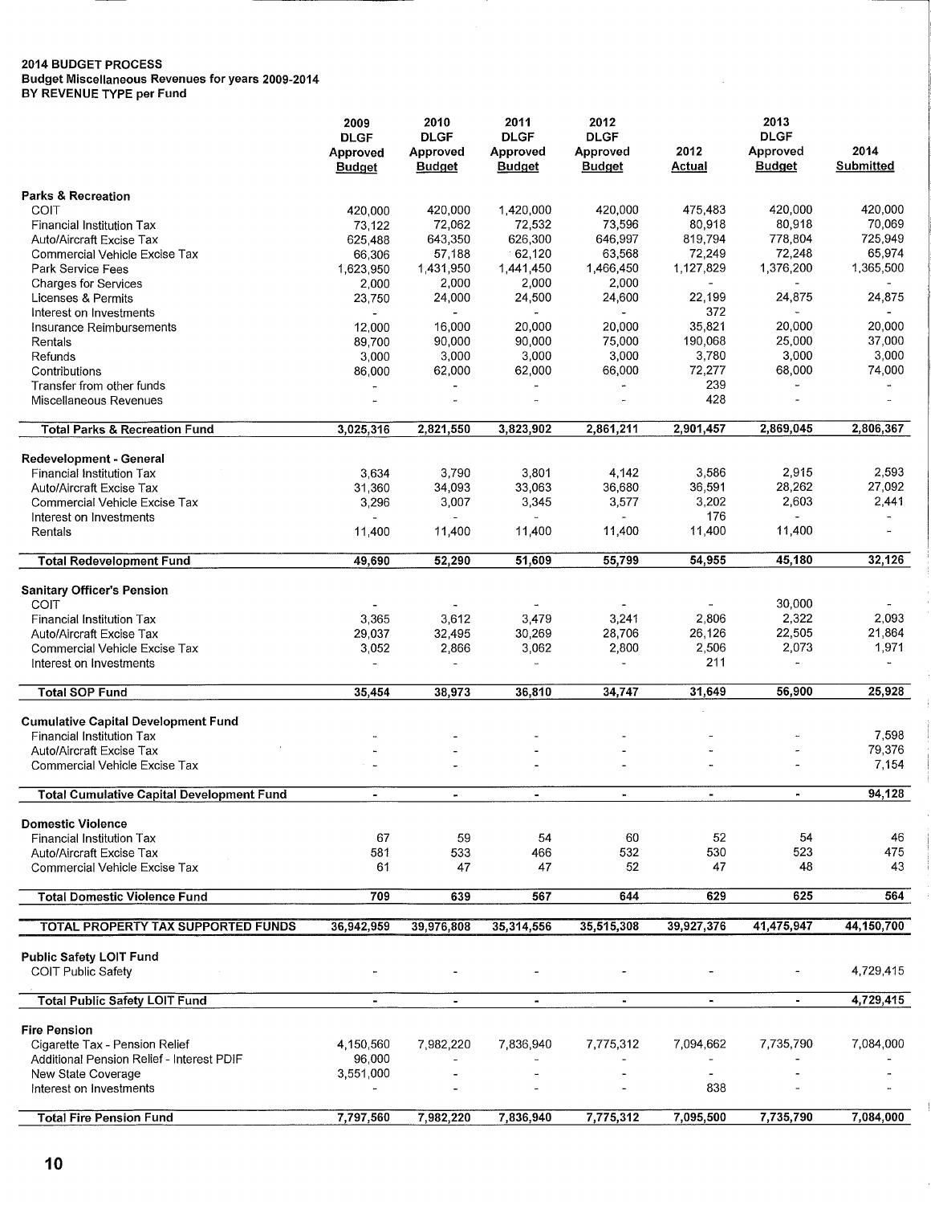**2014 BUDGET PROCESS**
**Budget Miscellaneous Revenues for years 2009-2014**
**BY REVENUE TYPE per Fund**

| | 2009 DLGF Approved Budget | 2010 DLGF Approved Budget | 2011 DLGF Approved Budget | 2012 DLGF Approved Budget | 2012 Actual | 2013 DLGF Approved Budget | 2014 Submitted |
|---|---|---|---|---|---|---|---|
| **Parks & Recreation** | | | | | | | |
| COIT | 420,000 | 420,000 | 1,420,000 | 420,000 | 475,483 | 420,000 | 420,000 |
| Financial Institution Tax | 73,122 | 72,062 | 72,532 | 73,596 | 80,918 | 80,918 | 70,069 |
| Auto/Aircraft Excise Tax | 625,488 | 643,350 | 626,300 | 646,997 | 819,794 | 778,804 | 725,949 |
| Commercial Vehicle Excise Tax | 66,306 | 57,188 | 62,120 | 63,568 | 72,249 | 72,248 | 65,974 |
| Park Service Fees | 1,623,950 | 1,431,950 | 1,441,450 | 1,466,450 | 1,127,829 | 1,376,200 | 1,365,500 |
| Charges for Services | 2,000 | 2,000 | 2,000 | 2,000 | - | - | - |
| Licenses & Permits | 23,750 | 24,000 | 24,500 | 24,600 | 22,199 | 24,875 | 24,875 |
| Interest on Investments | - | - | - | - | 372 | - | - |
| Insurance Reimbursements | 12,000 | 16,000 | 20,000 | 20,000 | 35,821 | 20,000 | 20,000 |
| Rentals | 89,700 | 90,000 | 90,000 | 75,000 | 190,068 | 25,000 | 37,000 |
| Refunds | 3,000 | 3,000 | 3,000 | 3,000 | 3,780 | 3,000 | 3,000 |
| Contributions | 86,000 | 62,000 | 62,000 | 66,000 | 72,277 | 68,000 | 74,000 |
| Transfer from other funds | - | - | - | - | 239 | - | - |
| Miscellaneous Revenues | - | - | - | - | 428 | - | - |
| **Total Parks & Recreation Fund** | 3,025,316 | 2,821,550 | 3,823,902 | 2,861,211 | 2,901,457 | 2,869,045 | 2,806,367 |
| **Redevelopment - General** | | | | | | | |
| Financial Institution Tax | 3,634 | 3,790 | 3,801 | 4,142 | 3,586 | 2,915 | 2,593 |
| Auto/Aircraft Excise Tax | 31,360 | 34,093 | 33,063 | 36,680 | 36,591 | 28,262 | 27,092 |
| Commercial Vehicle Excise Tax | 3,296 | 3,007 | 3,345 | 3,577 | 3,202 | 2,603 | 2,441 |
| Interest on Investments | - | - | - | - | 176 | - | - |
| Rentals | 11,400 | 11,400 | 11,400 | 11,400 | 11,400 | 11,400 | - |
| **Total Redevelopment Fund** | 49,690 | 52,290 | 51,609 | 55,799 | 54,955 | 45,180 | 32,126 |
| **Sanitary Officer's Pension** | | | | | | | |
| COIT | - | - | - | - | - | 30,000 | - |
| Financial Institution Tax | 3,365 | 3,612 | 3,479 | 3,241 | 2,806 | 2,322 | 2,093 |
| Auto/Aircraft Excise Tax | 29,037 | 32,495 | 30,269 | 28,706 | 26,126 | 22,505 | 21,864 |
| Commercial Vehicle Excise Tax | 3,052 | 2,866 | 3,062 | 2,800 | 2,506 | 2,073 | 1,971 |
| Interest on Investments | - | - | - | - | 211 | - | - |
| **Total SOP Fund** | 35,454 | 38,973 | 36,810 | 34,747 | 31,649 | 56,900 | 25,928 |
| **Cumulative Capital Development Fund** | | | | | | | |
| Financial Institution Tax | - | - | - | - | - | - | 7,598 |
| Auto/Aircraft Excise Tax | - | - | - | - | - | - | 79,376 |
| Commercial Vehicle Excise Tax | - | - | - | - | - | - | 7,154 |
| **Total Cumulative Capital Development Fund** | - | - | - | - | - | - | 94,128 |
| **Domestic Violence** | | | | | | | |
| Financial Institution Tax | 67 | 59 | 54 | 60 | 52 | 54 | 46 |
| Auto/Aircraft Excise Tax | 581 | 533 | 466 | 532 | 530 | 523 | 475 |
| Commercial Vehicle Excise Tax | 61 | 47 | 47 | 52 | 47 | 48 | 43 |
| **Total Domestic Violence Fund** | 709 | 639 | 567 | 644 | 629 | 625 | 564 |
| **TOTAL PROPERTY TAX SUPPORTED FUNDS** | 36,942,959 | 39,976,808 | 35,314,556 | 35,515,308 | 39,927,376 | 41,475,947 | 44,150,700 |
| **Public Safety LOIT Fund** | | | | | | | |
| COIT Public Safety | - | - | - | - | - | - | 4,729,415 |
| **Total Public Safety LOIT Fund** | - | - | - | - | - | - | 4,729,415 |
| **Fire Pension** | | | | | | | |
| Cigarette Tax - Pension Relief | 4,150,560 | 7,982,220 | 7,836,940 | 7,775,312 | 7,094,662 | 7,735,790 | 7,084,000 |
| Additional Pension Relief - Interest PDIF | 96,000 | - | - | - | - | - | - |
| New State Coverage | 3,551,000 | - | - | - | - | - | - |
| Interest on Investments | - | - | - | - | 838 | - | - |
| **Total Fire Pension Fund** | 7,797,560 | 7,982,220 | 7,836,940 | 7,775,312 | 7,095,500 | 7,735,790 | 7,084,000 |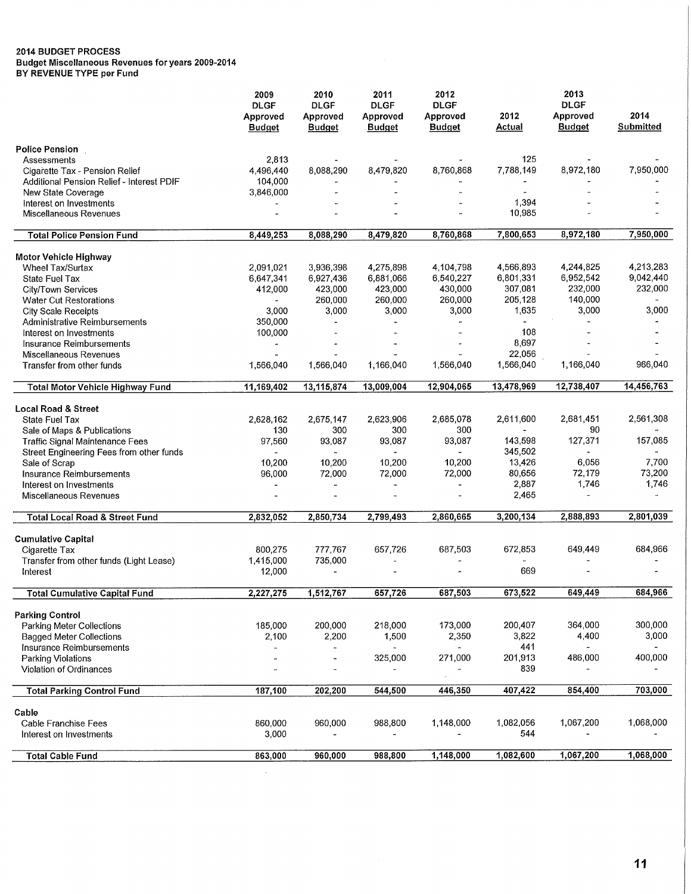**2014 BUDGET PROCESS**
**Budget Miscellaneous Revenues for years 2009-2014**
**BY REVENUE TYPE per Fund**

| | 2009 DLGF Approved Budget | 2010 DLGF Approved Budget | 2011 DLGF Approved Budget | 2012 DLGF Approved Budget | 2012 Actual | 2013 DLGF Approved Budget | 2014 Submitted |
|---|---|---|---|---|---|---|---|
| **Police Pension** | | | | | | | |
| Assessments | 2,813 | - | - | - | 125 | - | - |
| Cigarette Tax - Pension Relief | 4,496,440 | 8,088,290 | 8,479,820 | 8,760,868 | 7,788,149 | 8,972,180 | 7,950,000 |
| Additional Pension Relief - Interest PDIF | 104,000 | - | - | - | - | - | - |
| New State Coverage | 3,846,000 | - | - | - | - | - | - |
| Interest on Investments | - | - | - | - | 1,394 | - | - |
| Miscellaneous Revenues | - | - | - | - | 10,985 | - | - |
| **Total Police Pension Fund** | 8,449,253 | 8,088,290 | 8,479,820 | 8,760,868 | 7,800,653 | 8,972,180 | 7,950,000 |
| **Motor Vehicle Highway** | | | | | | | |
| Wheel Tax/Surtax | 2,091,021 | 3,936,398 | 4,275,898 | 4,104,798 | 4,566,893 | 4,244,825 | 4,213,283 |
| State Fuel Tax | 6,647,341 | 6,927,436 | 6,881,066 | 6,540,227 | 6,801,331 | 6,952,542 | 9,042,440 |
| City/Town Services | 412,000 | 423,000 | 423,000 | 430,000 | 307,081 | 232,000 | 232,000 |
| Water Cut Restorations | - | 260,000 | 260,000 | 260,000 | 205,128 | 140,000 | - |
| City Scale Receipts | 3,000 | 3,000 | 3,000 | 3,000 | 1,635 | 3,000 | 3,000 |
| Administrative Reimbursements | 350,000 | - | - | - | - | - | - |
| Interest on Investments | 100,000 | - | - | - | 108 | - | - |
| Insurance Reimbursements | - | - | - | - | 8,697 | - | - |
| Miscellaneous Revenues | - | - | - | - | 22,056 | - | - |
| Transfer from other funds | 1,566,040 | 1,566,040 | 1,166,040 | 1,566,040 | 1,566,040 | 1,166,040 | 966,040 |
| **Total Motor Vehicle Highway Fund** | 11,169,402 | 13,115,874 | 13,009,004 | 12,904,065 | 13,478,969 | 12,738,407 | 14,456,763 |
| **Local Road & Street** | | | | | | | |
| State Fuel Tax | 2,628,162 | 2,675,147 | 2,623,906 | 2,685,078 | 2,611,600 | 2,681,451 | 2,561,308 |
| Sale of Maps & Publications | 130 | 300 | 300 | 300 | - | 90 | - |
| Traffic Signal Maintenance Fees | 97,560 | 93,087 | 93,087 | 93,087 | 143,598 | 127,371 | 157,085 |
| Street Engineering Fees from other funds | - | - | - | - | 345,502 | - | - |
| Sale of Scrap | 10,200 | 10,200 | 10,200 | 10,200 | 13,426 | 6,056 | 7,700 |
| Insurance Reimbursements | 96,000 | 72,000 | 72,000 | 72,000 | 80,656 | 72,179 | 73,200 |
| Interest on Investments | - | - | - | - | 2,887 | 1,746 | 1,746 |
| Miscellaneous Revenues | - | - | - | - | 2,465 | - | - |
| **Total Local Road & Street Fund** | 2,832,052 | 2,850,734 | 2,799,493 | 2,860,665 | 3,200,134 | 2,888,893 | 2,801,039 |
| **Cumulative Capital** | | | | | | | |
| Cigarette Tax | 800,275 | 777,767 | 657,726 | 687,503 | 672,853 | 649,449 | 684,966 |
| Transfer from other funds (Light Lease) | 1,415,000 | 735,000 | - | - | - | - | - |
| Interest | 12,000 | - | - | - | 669 | - | - |
| **Total Cumulative Capital Fund** | 2,227,275 | 1,512,767 | 657,726 | 687,503 | 673,522 | 649,449 | 684,966 |
| **Parking Control** | | | | | | | |
| Parking Meter Collections | 185,000 | 200,000 | 218,000 | 173,000 | 200,407 | 364,000 | 300,000 |
| Bagged Meter Collections | 2,100 | 2,200 | 1,500 | 2,350 | 3,822 | 4,400 | 3,000 |
| Insurance Reimbursements | - | - | - | - | 441 | - | - |
| Parking Violations | - | - | 325,000 | 271,000 | 201,913 | 486,000 | 400,000 |
| Violation of Ordinances | - | - | - | - | 839 | - | - |
| **Total Parking Control Fund** | 187,100 | 202,200 | 544,500 | 446,350 | 407,422 | 854,400 | 703,000 |
| **Cable** | | | | | | | |
| Cable Franchise Fees | 860,000 | 960,000 | 988,800 | 1,148,000 | 1,082,056 | 1,067,200 | 1,068,000 |
| Interest on Investments | 3,000 | - | - | - | 544 | - | - |
| **Total Cable Fund** | 863,000 | 960,000 | 988,800 | 1,148,000 | 1,082,600 | 1,067,200 | 1,068,000 |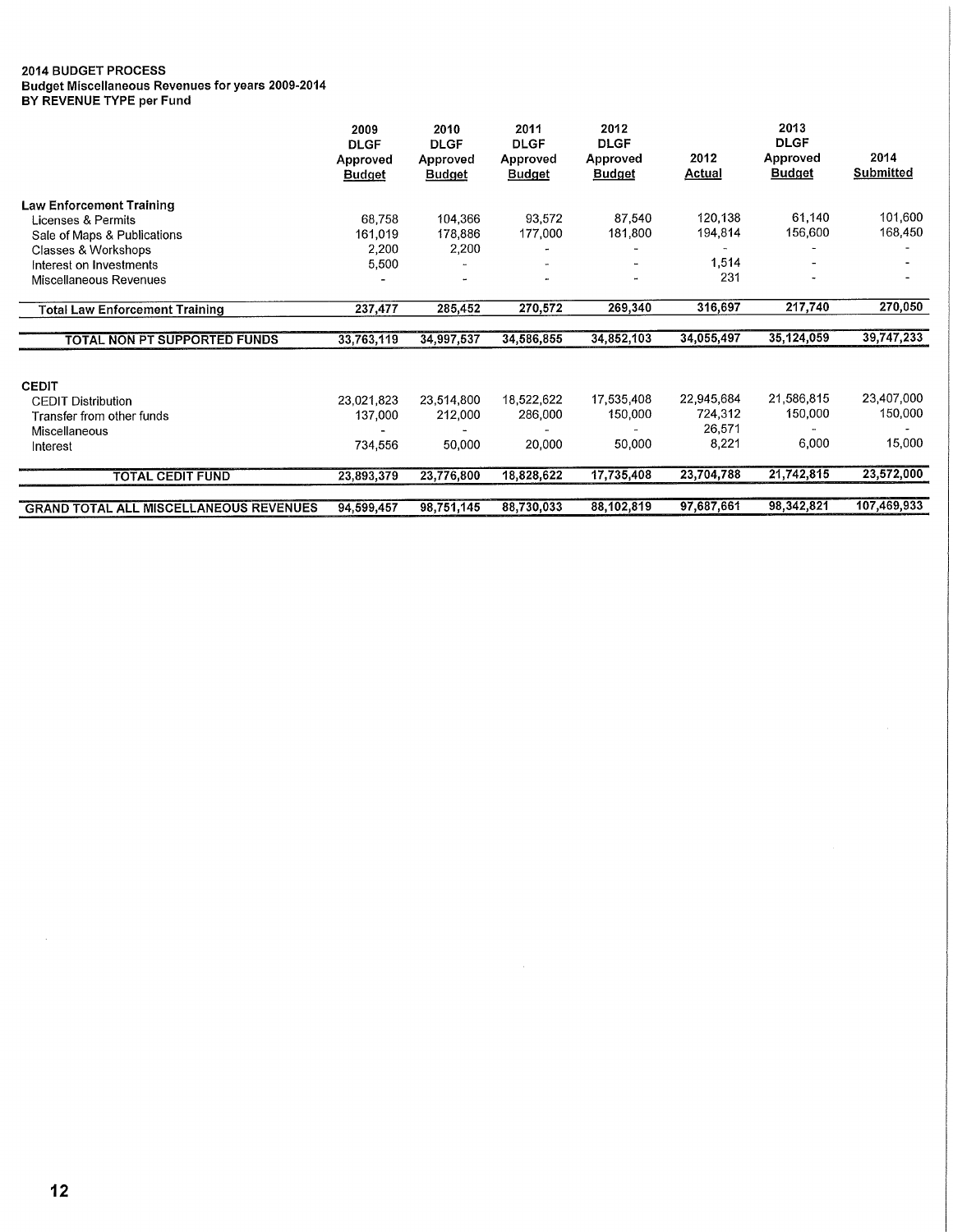**2014 BUDGET PROCESS**
**Budget Miscellaneous Revenues for years 2009-2014**
**BY REVENUE TYPE per Fund**

| | 2009 DLGF Approved Budget | 2010 DLGF Approved Budget | 2011 DLGF Approved Budget | 2012 DLGF Approved Budget | 2012 Actual | 2013 DLGF Approved Budget | 2014 Submitted |
|---|---|---|---|---|---|---|---|
| **Law Enforcement Training** | | | | | | | |
| Licenses & Permits | 68,758 | 104,366 | 93,572 | 87,540 | 120,138 | 61,140 | 101,600 |
| Sale of Maps & Publications | 161,019 | 178,886 | 177,000 | 181,800 | 194,814 | 156,600 | 168,450 |
| Classes & Workshops | 2,200 | 2,200 | - | - | - | - | - |
| Interest on Investments | 5,500 | - | - | - | 1,514 | - | - |
| Miscellaneous Revenues | - | - | - | - | 231 | - | - |
| **Total Law Enforcement Training** | **237,477** | **285,452** | **270,572** | **269,340** | **316,697** | **217,740** | **270,050** |
| **TOTAL NON PT SUPPORTED FUNDS** | **33,763,119** | **34,997,537** | **34,586,855** | **34,852,103** | **34,055,497** | **35,124,059** | **39,747,233** |
| **CEDIT** | | | | | | | |
| CEDIT Distribution | 23,021,823 | 23,514,800 | 18,522,622 | 17,535,408 | 22,945,684 | 21,586,815 | 23,407,000 |
| Transfer from other funds | 137,000 | 212,000 | 286,000 | 150,000 | 724,312 | 150,000 | 150,000 |
| Miscellaneous | - | - | - | - | 26,571 | - | - |
| Interest | 734,556 | 50,000 | 20,000 | 50,000 | 8,221 | 6,000 | 15,000 |
| **TOTAL CEDIT FUND** | **23,893,379** | **23,776,800** | **18,828,622** | **17,735,408** | **23,704,788** | **21,742,815** | **23,572,000** |
| **GRAND TOTAL ALL MISCELLANEOUS REVENUES** | **94,599,457** | **98,751,145** | **88,730,033** | **88,102,819** | **97,687,661** | **98,342,821** | **107,469,933** |